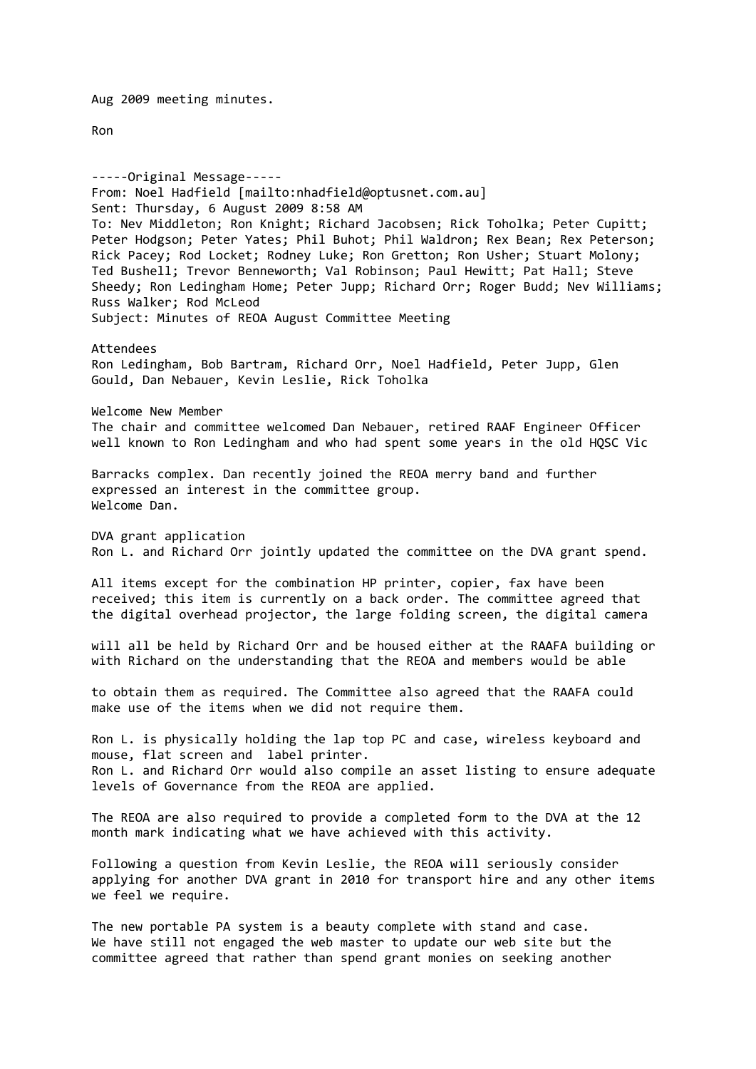Aug 2009 meeting minutes.

Ron

-----Original Message-----
From: Noel Hadfield [mailto:nhadfield@optusnet.com.au]
Sent: Thursday, 6 August 2009 8:58 AM
To: Nev Middleton; Ron Knight; Richard Jacobsen; Rick Toholka; Peter Cupitt; Peter Hodgson; Peter Yates; Phil Buhot; Phil Waldron; Rex Bean; Rex Peterson; Rick Pacey; Rod Locket; Rodney Luke; Ron Gretton; Ron Usher; Stuart Molony; Ted Bushell; Trevor Benneworth; Val Robinson; Paul Hewitt; Pat Hall; Steve Sheedy; Ron Ledingham Home; Peter Jupp; Richard Orr; Roger Budd; Nev Williams; Russ Walker; Rod McLeod
Subject: Minutes of REOA August Committee Meeting

Attendees
Ron Ledingham, Bob Bartram, Richard Orr, Noel Hadfield, Peter Jupp, Glen Gould, Dan Nebauer, Kevin Leslie, Rick Toholka

Welcome New Member
The chair and committee welcomed Dan Nebauer, retired RAAF Engineer Officer well known to Ron Ledingham and who had spent some years in the old HQSC Vic Barracks complex. Dan recently joined the REOA merry band and further expressed an interest in the committee group.
Welcome Dan.

DVA grant application
Ron L. and Richard Orr jointly updated the committee on the DVA grant spend.

All items except for the combination HP printer, copier, fax have been received; this item is currently on a back order. The committee agreed that the digital overhead projector, the large folding screen, the digital camera will all be held by Richard Orr and be housed either at the RAAFA building or with Richard on the understanding that the REOA and members would be able to obtain them as required. The Committee also agreed that the RAAFA could make use of the items when we did not require them.

Ron L. is physically holding the lap top PC and case, wireless keyboard and mouse, flat screen and label printer.
Ron L. and Richard Orr would also compile an asset listing to ensure adequate levels of Governance from the REOA are applied.

The REOA are also required to provide a completed form to the DVA at the 12 month mark indicating what we have achieved with this activity.

Following a question from Kevin Leslie, the REOA will seriously consider applying for another DVA grant in 2010 for transport hire and any other items we feel we require.

The new portable PA system is a beauty complete with stand and case.
We have still not engaged the web master to update our web site but the committee agreed that rather than spend grant monies on seeking another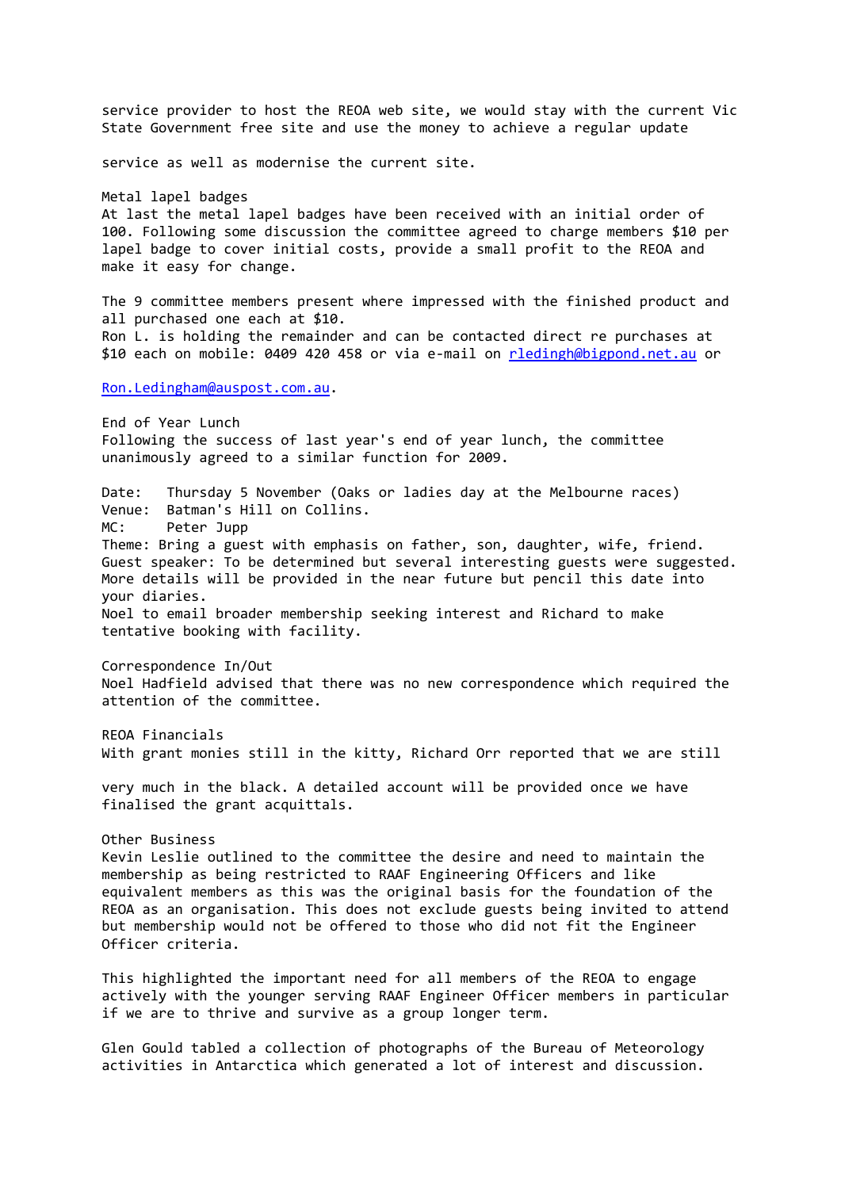service provider to host the REOA web site, we would stay with the current Vic State Government free site and use the money to achieve a regular update service as well as modernise the current site.

### Metal lapel badges

At last the metal lapel badges have been received with an initial order of 100. Following some discussion the committee agreed to charge members $10 per lapel badge to cover initial costs, provide a small profit to the REOA and make it easy for change.

The 9 committee members present where impressed with the finished product and all purchased one each at $10.
Ron L. is holding the remainder and can be contacted direct re purchases at $10 each on mobile: 0409 420 458 or via e-mail on rledingh@bigpond.net.au or Ron.Ledingham@auspost.com.au.

### End of Year Lunch

Following the success of last year's end of year lunch, the committee unanimously agreed to a similar function for 2009.

Date: Thursday 5 November (Oaks or ladies day at the Melbourne races)
Venue: Batman's Hill on Collins.
MC: Peter Jupp
Theme: Bring a guest with emphasis on father, son, daughter, wife, friend.
Guest speaker: To be determined but several interesting guests were suggested.
More details will be provided in the near future but pencil this date into your diaries.
Noel to email broader membership seeking interest and Richard to make tentative booking with facility.

### Correspondence In/Out

Noel Hadfield advised that there was no new correspondence which required the attention of the committee.

### REOA Financials

With grant monies still in the kitty, Richard Orr reported that we are still very much in the black. A detailed account will be provided once we have finalised the grant acquittals.

### Other Business

Kevin Leslie outlined to the committee the desire and need to maintain the membership as being restricted to RAAF Engineering Officers and like equivalent members as this was the original basis for the foundation of the REOA as an organisation. This does not exclude guests being invited to attend but membership would not be offered to those who did not fit the Engineer Officer criteria.

This highlighted the important need for all members of the REOA to engage actively with the younger serving RAAF Engineer Officer members in particular if we are to thrive and survive as a group longer term.

Glen Gould tabled a collection of photographs of the Bureau of Meteorology activities in Antarctica which generated a lot of interest and discussion.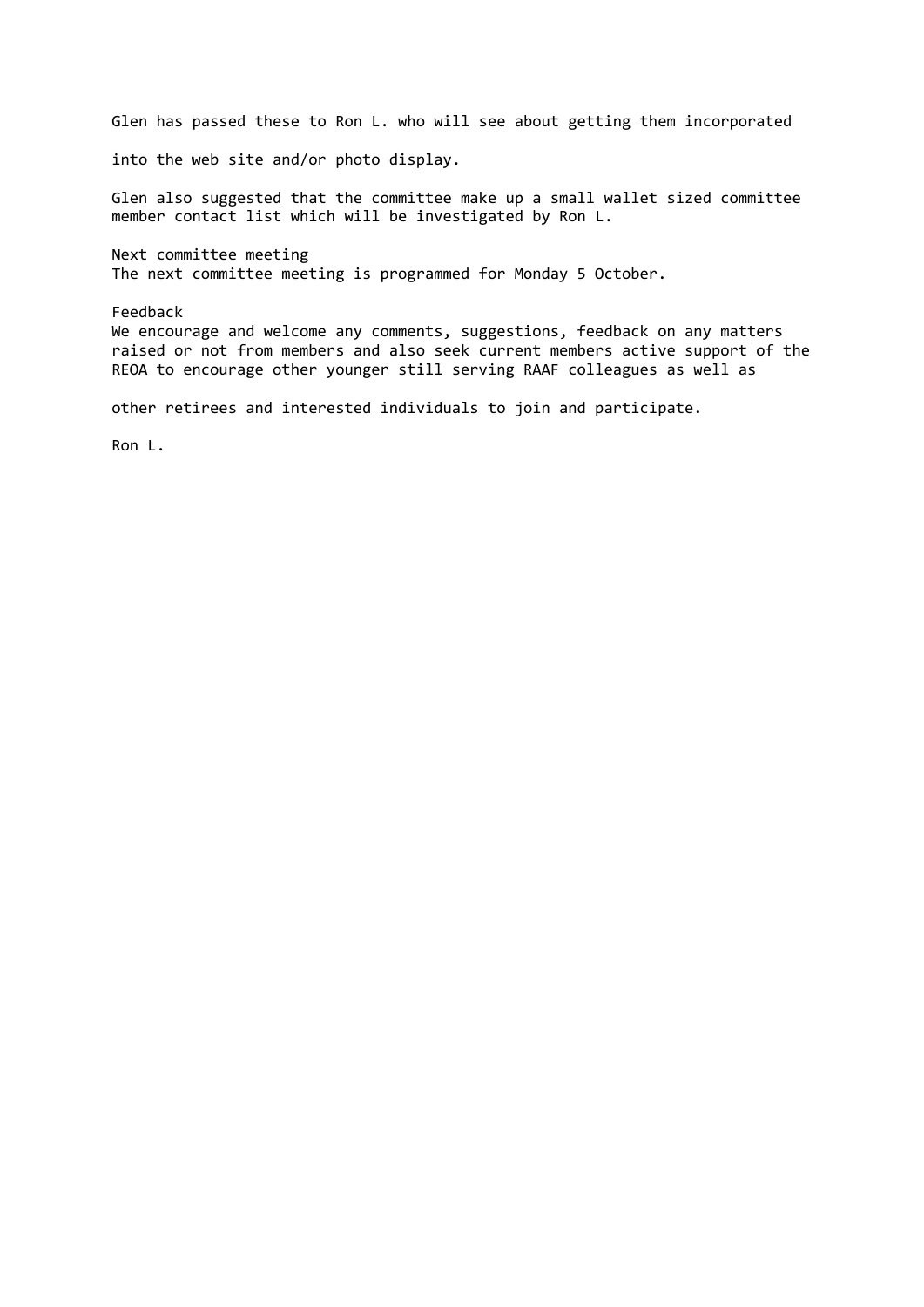Glen has passed these to Ron L. who will see about getting them incorporated

into the web site and/or photo display.

Glen also suggested that the committee make up a small wallet sized committee member contact list which will be investigated by Ron L.

Next committee meeting
The next committee meeting is programmed for Monday 5 October.

Feedback
We encourage and welcome any comments, suggestions, feedback on any matters raised or not from members and also seek current members active support of the REOA to encourage other younger still serving RAAF colleagues as well as

other retirees and interested individuals to join and participate.

Ron L.